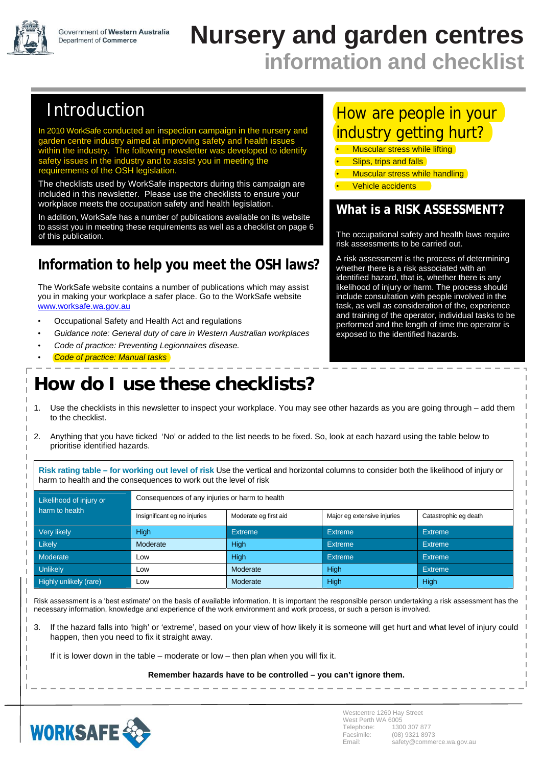Government of Western Australia
Department of Commerce

# Nursery and garden centres
## information and checklist

## Introduction

In 2010 WorkSafe conducted an inspection campaign in the nursery and garden centre industry aimed at improving safety and health issues within the industry. The following newsletter was developed to identify safety issues in the industry and to assist you in meeting the requirements of the OSH legislation.

The checklists used by WorkSafe inspectors during this campaign are included in this newsletter. Please use the checklists to ensure your workplace meets the occupation safety and health legislation.

In addition, WorkSafe has a number of publications available on its website to assist you in meeting these requirements as well as a checklist on page 6 of this publication.

## Information to help you meet the OSH laws?

The WorkSafe website contains a number of publications which may assist you in making your workplace a safer place. Go to the WorkSafe website www.worksafe.wa.gov.au

- Occupational Safety and Health Act and regulations
- *Guidance note: General duty of care in Western Australian workplaces*
- *Code of practice: Preventing Legionnaires disease.*
- *Code of practice: Manual tasks*

## How are people in your industry getting hurt?

- Muscular stress while lifting
- Slips, trips and falls
- Muscular stress while handling
- Vehicle accidents

## What is a RISK ASSESSMENT?

The occupational safety and health laws require risk assessments to be carried out.

A risk assessment is the process of determining whether there is a risk associated with an identified hazard, that is, whether there is any likelihood of injury or harm. The process should include consultation with people involved in the task, as well as consideration of the, experience and training of the operator, individual tasks to be performed and the length of time the operator is exposed to the identified hazards.

# How do I use these checklists?

1. Use the checklists in this newsletter to inspect your workplace. You may see other hazards as you are going through – add them to the checklist.

2. Anything that you have ticked 'No' or added to the list needs to be fixed. So, look at each hazard using the table below to prioritise identified hazards.

**Risk rating table – for working out level of risk** Use the vertical and horizontal columns to consider both the likelihood of injury or harm to health and the consequences to work out the level of risk

| Likelihood of injury or harm to health | Consequences of any injuries or harm to health | | | |
|---|---|---|---|---|
| | Insignificant eg no injuries | Moderate eg first aid | Major eg extensive injuries | Catastrophic eg death |
| Very likely | High | Extreme | Extreme | Extreme |
| Likely | Moderate | High | Extreme | Extreme |
| Moderate | Low | High | Extreme | Extreme |
| Unlikely | Low | Moderate | High | Extreme |
| Highly unlikely (rare) | Low | Moderate | High | High |

Risk assessment is a 'best estimate' on the basis of available information. It is important the responsible person undertaking a risk assessment has the necessary information, knowledge and experience of the work environment and work process, or such a person is involved.

3. If the hazard falls into 'high' or 'extreme', based on your view of how likely it is someone will get hurt and what level of injury could happen, then you need to fix it straight away.

   If it is lower down in the table – moderate or low – then plan when you will fix it.

**Remember hazards have to be controlled – you can't ignore them.**

WORKSAFE

Westcentre 1260 Hay Street
West Perth WA 6005
Telephone: 1300 307 877
Facsimile: (08) 9321 8973
Email: safety@commerce.wa.gov.au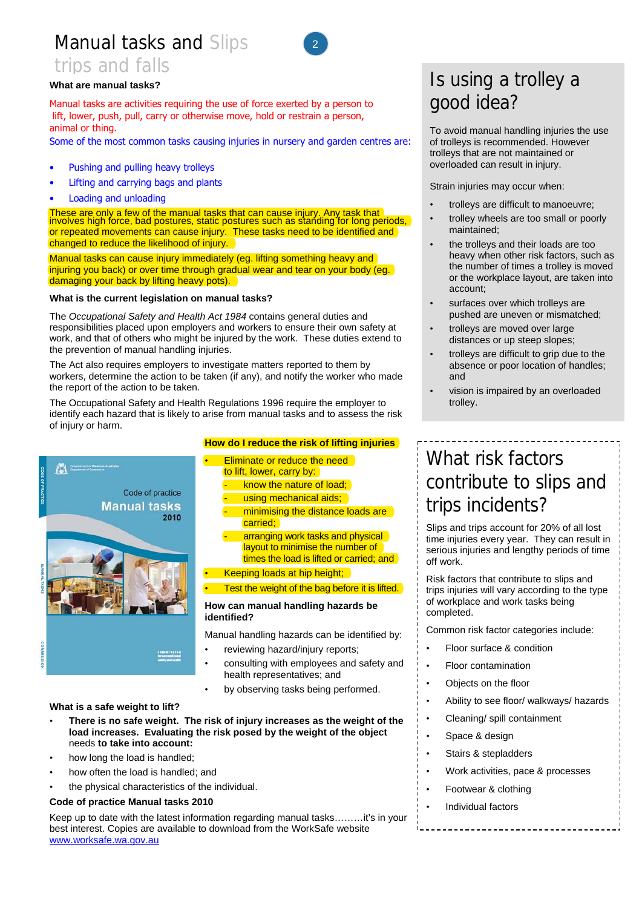# Manual tasks and Slips trips and falls

### What are manual tasks?

Manual tasks are activities requiring the use of force exerted by a person to lift, lower, push, pull, carry or otherwise move, hold or restrain a person, animal or thing.

Some of the most common tasks causing injuries in nursery and garden centres are:

- Pushing and pulling heavy trolleys
- Lifting and carrying bags and plants
- Loading and unloading

These are only a few of the manual tasks that can cause injury. Any task that involves high force, bad postures, static postures such as standing for long periods, or repeated movements can cause injury. These tasks need to be identified and changed to reduce the likelihood of injury.

Manual tasks can cause injury immediately (eg. lifting something heavy and injuring you back) or over time through gradual wear and tear on your body (eg. damaging your back by lifting heavy pots).

### What is the current legislation on manual tasks?

The *Occupational Safety and Health Act 1984* contains general duties and responsibilities placed upon employers and workers to ensure their own safety at work, and that of others who might be injured by the work. These duties extend to the prevention of manual handling injuries.

The Act also requires employers to investigate matters reported to them by workers, determine the action to be taken (if any), and notify the worker who made the report of the action to be taken.

The Occupational Safety and Health Regulations 1996 require the employer to identify each hazard that is likely to arise from manual tasks and to assess the risk of injury or harm.

### How do I reduce the risk of lifting injuries

- Eliminate or reduce the need to lift, lower, carry by:
  - know the nature of load;
  - using mechanical aids;
  - minimising the distance loads are carried;
  - arranging work tasks and physical layout to minimise the number of times the load is lifted or carried; and
- Keeping loads at hip height;
- Test the weight of the bag before it is lifted.

### How can manual handling hazards be identified?

Manual handling hazards can be identified by:

- reviewing hazard/injury reports;
- consulting with employees and safety and health representatives; and
- by observing tasks being performed.

### What is a safe weight to lift?

- **There is no safe weight. The risk of injury increases as the weight of the load increases. Evaluating the risk posed by the weight of the object** needs **to take into account:**
- how long the load is handled;
- how often the load is handled; and
- the physical characteristics of the individual.

### Code of practice Manual tasks 2010

Keep up to date with the latest information regarding manual tasks………it's in your best interest. Copies are available to download from the WorkSafe website www.worksafe.wa.gov.au

## Is using a trolley a good idea?

To avoid manual handling injuries the use of trolleys is recommended. However trolleys that are not maintained or overloaded can result in injury.

Strain injuries may occur when:

- trolleys are difficult to manoeuvre;
- trolley wheels are too small or poorly maintained;
- the trolleys and their loads are too heavy when other risk factors, such as the number of times a trolley is moved or the workplace layout, are taken into account;
- surfaces over which trolleys are pushed are uneven or mismatched;
- trolleys are moved over large distances or up steep slopes;
- trolleys are difficult to grip due to the absence or poor location of handles; and
- vision is impaired by an overloaded trolley.

## What risk factors contribute to slips and trips incidents?

Slips and trips account for 20% of all lost time injuries every year. They can result in serious injuries and lengthy periods of time off work.

Risk factors that contribute to slips and trips injuries will vary according to the type of workplace and work tasks being completed.

Common risk factor categories include:

- Floor surface & condition
- Floor contamination
- Objects on the floor
- Ability to see floor/ walkways/ hazards
- Cleaning/ spill containment
- Space & design
- Stairs & stepladders
- Work activities, pace & processes
- Footwear & clothing
- Individual factors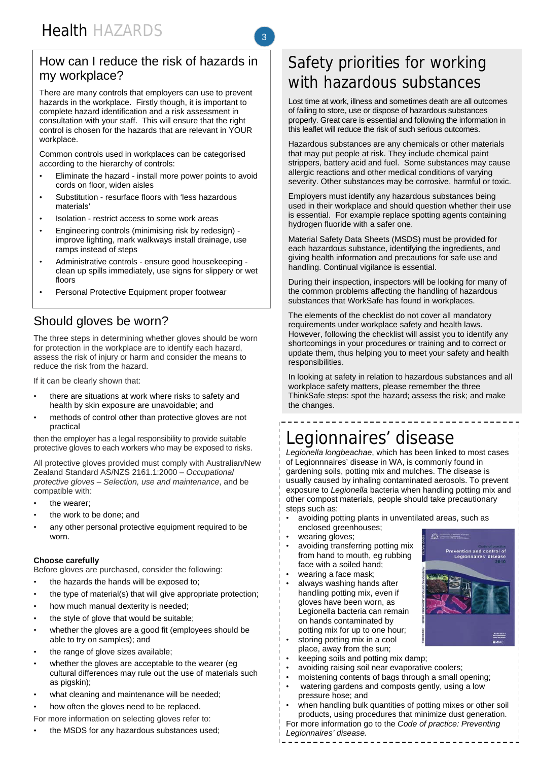# Health HAZARDS

## How can I reduce the risk of hazards in my workplace?

There are many controls that employers can use to prevent hazards in the workplace. Firstly though, it is important to complete hazard identification and a risk assessment in consultation with your staff. This will ensure that the right control is chosen for the hazards that are relevant in YOUR workplace.

Common controls used in workplaces can be categorised according to the hierarchy of controls:

- Eliminate the hazard - install more power points to avoid cords on floor, widen aisles
- Substitution - resurface floors with 'less hazardous materials'
- Isolation - restrict access to some work areas
- Engineering controls (minimising risk by redesign) - improve lighting, mark walkways install drainage, use ramps instead of steps
- Administrative controls - ensure good housekeeping - clean up spills immediately, use signs for slippery or wet floors
- Personal Protective Equipment proper footwear

## Should gloves be worn?

The three steps in determining whether gloves should be worn for protection in the workplace are to identify each hazard, assess the risk of injury or harm and consider the means to reduce the risk from the hazard.

If it can be clearly shown that:

- there are situations at work where risks to safety and health by skin exposure are unavoidable; and
- methods of control other than protective gloves are not practical

then the employer has a legal responsibility to provide suitable protective gloves to each workers who may be exposed to risks.

All protective gloves provided must comply with Australian/New Zealand Standard AS/NZS 2161.1:2000 – *Occupational protective gloves – Selection, use and maintenance*, and be compatible with:

- the wearer;
- the work to be done; and
- any other personal protective equipment required to be worn.

**Choose carefully**

Before gloves are purchased, consider the following:

- the hazards the hands will be exposed to;
- the type of material(s) that will give appropriate protection;
- how much manual dexterity is needed;
- the style of glove that would be suitable;
- whether the gloves are a good fit (employees should be able to try on samples); and
- the range of glove sizes available;
- whether the gloves are acceptable to the wearer (eg cultural differences may rule out the use of materials such as pigskin);
- what cleaning and maintenance will be needed;
- how often the gloves need to be replaced.

For more information on selecting gloves refer to:

- the MSDS for any hazardous substances used;

## Safety priorities for working with hazardous substances

Lost time at work, illness and sometimes death are all outcomes of failing to store, use or dispose of hazardous substances properly. Great care is essential and following the information in this leaflet will reduce the risk of such serious outcomes.

Hazardous substances are any chemicals or other materials that may put people at risk. They include chemical paint strippers, battery acid and fuel. Some substances may cause allergic reactions and other medical conditions of varying severity. Other substances may be corrosive, harmful or toxic.

Employers must identify any hazardous substances being used in their workplace and should question whether their use is essential. For example replace spotting agents containing hydrogen fluoride with a safer one.

Material Safety Data Sheets (MSDS) must be provided for each hazardous substance, identifying the ingredients, and giving health information and precautions for safe use and handling. Continual vigilance is essential.

During their inspection, inspectors will be looking for many of the common problems affecting the handling of hazardous substances that WorkSafe has found in workplaces.

The elements of the checklist do not cover all mandatory requirements under workplace safety and health laws. However, following the checklist will assist you to identify any shortcomings in your procedures or training and to correct or update them, thus helping you to meet your safety and health responsibilities.

In looking at safety in relation to hazardous substances and all workplace safety matters, please remember the three ThinkSafe steps: spot the hazard; assess the risk; and make the changes.

## Legionnaires' disease

*Legionella longbeachae*, which has been linked to most cases of Legionnnaires' disease in WA, is commonly found in gardening soils, potting mix and mulches. The disease is usually caused by inhaling contaminated aerosols. To prevent exposure to *Legionella* bacteria when handling potting mix and other compost materials, people should take precautionary steps such as:

- avoiding potting plants in unventilated areas, such as enclosed greenhouses;
- wearing gloves;
- avoiding transferring potting mix from hand to mouth, eg rubbing face with a soiled hand;
- wearing a face mask;
- always washing hands after handling potting mix, even if gloves have been worn, as Legionella bacteria can remain on hands contaminated by potting mix for up to one hour;
- storing potting mix in a cool place, away from the sun;
- keeping soils and potting mix damp;
- avoiding raising soil near evaporative coolers;
- moistening contents of bags through a small opening;
- watering gardens and composts gently, using a low pressure hose; and
- when handling bulk quantities of potting mixes or other soil products, using procedures that minimize dust generation.

For more information go to the *Code of practice: Preventing Legionnaires' disease.*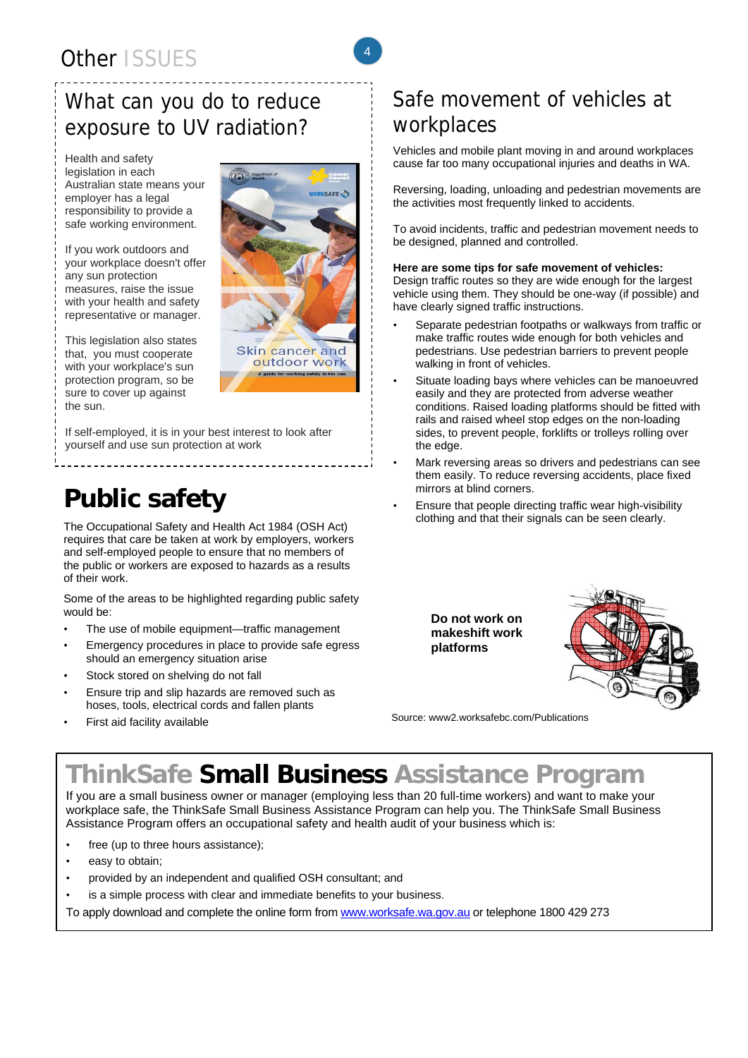# Other ISSUES

## What can you do to reduce exposure to UV radiation?

Health and safety legislation in each Australian state means your employer has a legal responsibility to provide a safe working environment.

If you work outdoors and your workplace doesn't offer any sun protection measures, raise the issue with your health and safety representative or manager.

This legislation also states that, you must cooperate with your workplace's sun protection program, so be sure to cover up against the sun.

If self-employed, it is in your best interest to look after yourself and use sun protection at work

# Public safety

The Occupational Safety and Health Act 1984 (OSH Act) requires that care be taken at work by employers, workers and self-employed people to ensure that no members of the public or workers are exposed to hazards as a results of their work.

Some of the areas to be highlighted regarding public safety would be:

- The use of mobile equipment—traffic management
- Emergency procedures in place to provide safe egress should an emergency situation arise
- Stock stored on shelving do not fall
- Ensure trip and slip hazards are removed such as hoses, tools, electrical cords and fallen plants
- First aid facility available

## Safe movement of vehicles at workplaces

Vehicles and mobile plant moving in and around workplaces cause far too many occupational injuries and deaths in WA.

Reversing, loading, unloading and pedestrian movements are the activities most frequently linked to accidents.

To avoid incidents, traffic and pedestrian movement needs to be designed, planned and controlled.

**Here are some tips for safe movement of vehicles:**
Design traffic routes so they are wide enough for the largest vehicle using them. They should be one-way (if possible) and have clearly signed traffic instructions.

- Separate pedestrian footpaths or walkways from traffic or make traffic routes wide enough for both vehicles and pedestrians. Use pedestrian barriers to prevent people walking in front of vehicles.
- Situate loading bays where vehicles can be manoeuvred easily and they are protected from adverse weather conditions. Raised loading platforms should be fitted with rails and raised wheel stop edges on the non-loading sides, to prevent people, forklifts or trolleys rolling over the edge.
- Mark reversing areas so drivers and pedestrians can see them easily. To reduce reversing accidents, place fixed mirrors at blind corners.
- Ensure that people directing traffic wear high-visibility clothing and that their signals can be seen clearly.

**Do not work on makeshift work platforms**

Source: www2.worksafebc.com/Publications

# ThinkSafe **Small Business** Assistance Program

If you are a small business owner or manager (employing less than 20 full-time workers) and want to make your workplace safe, the ThinkSafe Small Business Assistance Program can help you. The ThinkSafe Small Business Assistance Program offers an occupational safety and health audit of your business which is:

- free (up to three hours assistance);
- easy to obtain;
- provided by an independent and qualified OSH consultant; and
- is a simple process with clear and immediate benefits to your business.

To apply download and complete the online form from www.worksafe.wa.gov.au or telephone 1800 429 273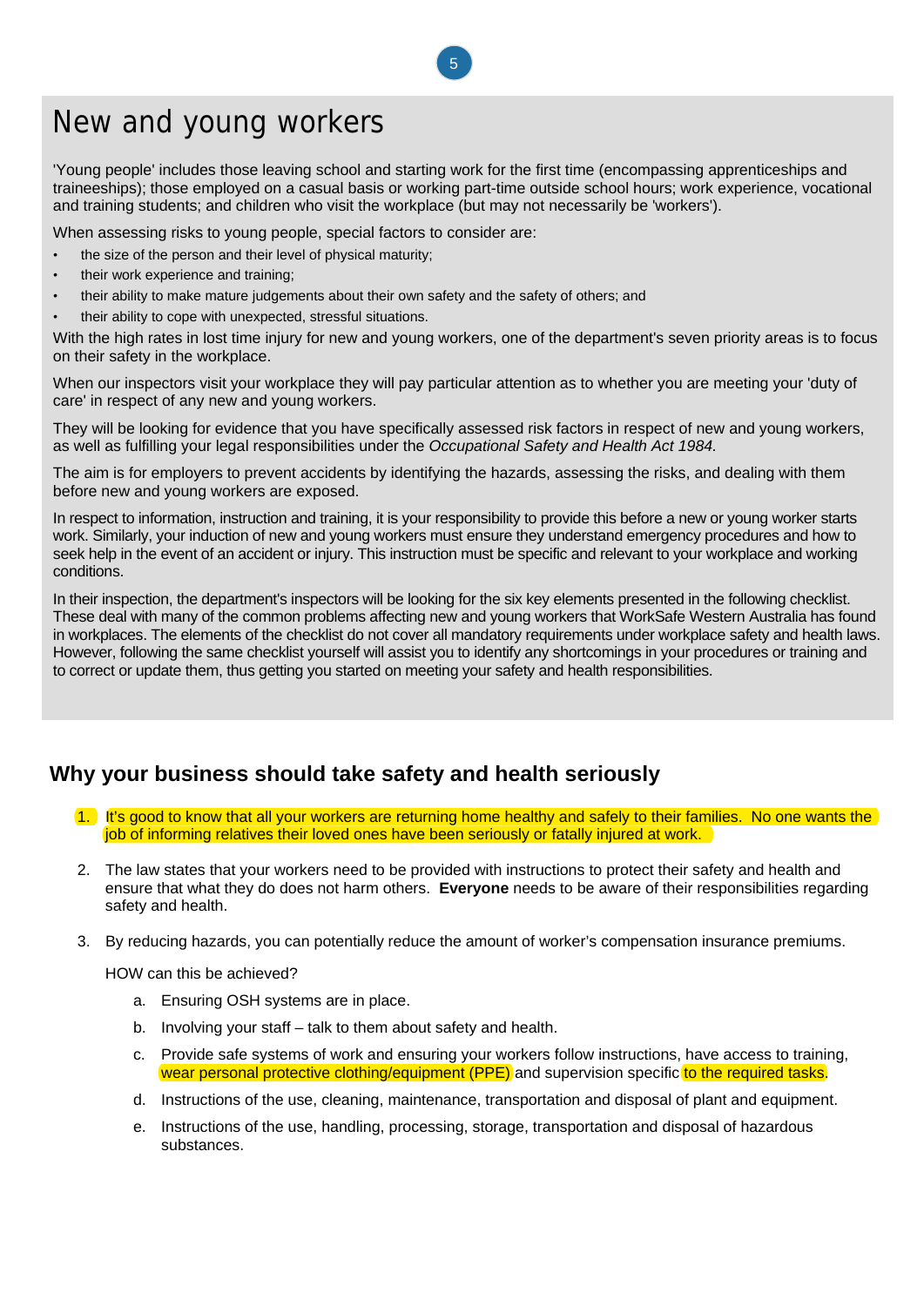# New and young workers

'Young people' includes those leaving school and starting work for the first time (encompassing apprenticeships and traineeships); those employed on a casual basis or working part-time outside school hours; work experience, vocational and training students; and children who visit the workplace (but may not necessarily be 'workers').

When assessing risks to young people, special factors to consider are:

- the size of the person and their level of physical maturity;
- their work experience and training;
- their ability to make mature judgements about their own safety and the safety of others; and
- their ability to cope with unexpected, stressful situations.

With the high rates in lost time injury for new and young workers, one of the department's seven priority areas is to focus on their safety in the workplace.

When our inspectors visit your workplace they will pay particular attention as to whether you are meeting your 'duty of care' in respect of any new and young workers.

They will be looking for evidence that you have specifically assessed risk factors in respect of new and young workers, as well as fulfilling your legal responsibilities under the *Occupational Safety and Health Act 1984.*

The aim is for employers to prevent accidents by identifying the hazards, assessing the risks, and dealing with them before new and young workers are exposed.

In respect to information, instruction and training, it is your responsibility to provide this before a new or young worker starts work. Similarly, your induction of new and young workers must ensure they understand emergency procedures and how to seek help in the event of an accident or injury. This instruction must be specific and relevant to your workplace and working conditions.

In their inspection, the department's inspectors will be looking for the six key elements presented in the following checklist. These deal with many of the common problems affecting new and young workers that WorkSafe Western Australia has found in workplaces. The elements of the checklist do not cover all mandatory requirements under workplace safety and health laws. However, following the same checklist yourself will assist you to identify any shortcomings in your procedures or training and to correct or update them, thus getting you started on meeting your safety and health responsibilities.

## Why your business should take safety and health seriously

1. It's good to know that all your workers are returning home healthy and safely to their families. No one wants the job of informing relatives their loved ones have been seriously or fatally injured at work.

2. The law states that your workers need to be provided with instructions to protect their safety and health and ensure that what they do does not harm others. **Everyone** needs to be aware of their responsibilities regarding safety and health.

3. By reducing hazards, you can potentially reduce the amount of worker's compensation insurance premiums.

   HOW can this be achieved?

   a. Ensuring OSH systems are in place.

   b. Involving your staff – talk to them about safety and health.

   c. Provide safe systems of work and ensuring your workers follow instructions, have access to training, wear personal protective clothing/equipment (PPE) and supervision specific to the required tasks.

   d. Instructions of the use, cleaning, maintenance, transportation and disposal of plant and equipment.

   e. Instructions of the use, handling, processing, storage, transportation and disposal of hazardous substances.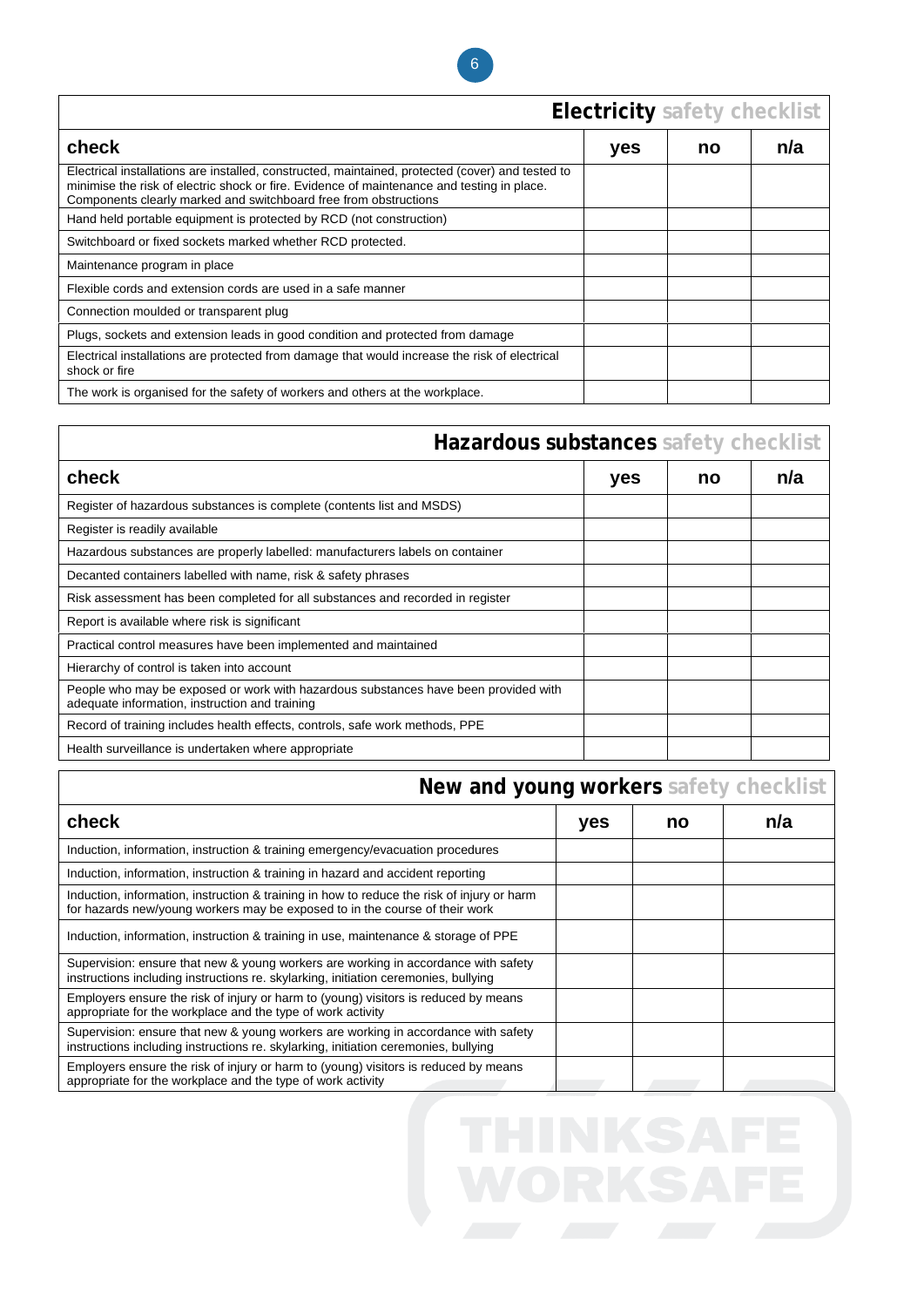## Electricity safety checklist

| check | yes | no | n/a |
|---|---|---|---|
| Electrical installations are installed, constructed, maintained, protected (cover) and tested to minimise the risk of electric shock or fire. Evidence of maintenance and testing in place. Components clearly marked and switchboard free from obstructions | | | |
| Hand held portable equipment is protected by RCD (not construction) | | | |
| Switchboard or fixed sockets marked whether RCD protected. | | | |
| Maintenance program in place | | | |
| Flexible cords and extension cords are used in a safe manner | | | |
| Connection moulded or transparent plug | | | |
| Plugs, sockets and extension leads in good condition and protected from damage | | | |
| Electrical installations are protected from damage that would increase the risk of electrical shock or fire | | | |
| The work is organised for the safety of workers and others at the workplace. | | | |

## Hazardous substances safety checklist

| check | yes | no | n/a |
|---|---|---|---|
| Register of hazardous substances is complete (contents list and MSDS) | | | |
| Register is readily available | | | |
| Hazardous substances are properly labelled: manufacturers labels on container | | | |
| Decanted containers labelled with name, risk & safety phrases | | | |
| Risk assessment has been completed for all substances and recorded in register | | | |
| Report is available where risk is significant | | | |
| Practical control measures have been implemented and maintained | | | |
| Hierarchy of control is taken into account | | | |
| People who may be exposed or work with hazardous substances have been provided with adequate information, instruction and training | | | |
| Record of training includes health effects, controls, safe work methods, PPE | | | |
| Health surveillance is undertaken where appropriate | | | |

## New and young workers safety checklist

| check | yes | no | n/a |
|---|---|---|---|
| Induction, information, instruction & training emergency/evacuation procedures | | | |
| Induction, information, instruction & training in hazard and accident reporting | | | |
| Induction, information, instruction & training in how to reduce the risk of injury or harm for hazards new/young workers may be exposed to in the course of their work | | | |
| Induction, information, instruction & training in use, maintenance & storage of PPE | | | |
| Supervision: ensure that new & young workers are working in accordance with safety instructions including instructions re. skylarking, initiation ceremonies, bullying | | | |
| Employers ensure the risk of injury or harm to (young) visitors is reduced by means appropriate for the workplace and the type of work activity | | | |
| Supervision: ensure that new & young workers are working in accordance with safety instructions including instructions re. skylarking, initiation ceremonies, bullying | | | |
| Employers ensure the risk of injury or harm to (young) visitors is reduced by means appropriate for the workplace and the type of work activity | | | |

THINKSAFE WORKSAFE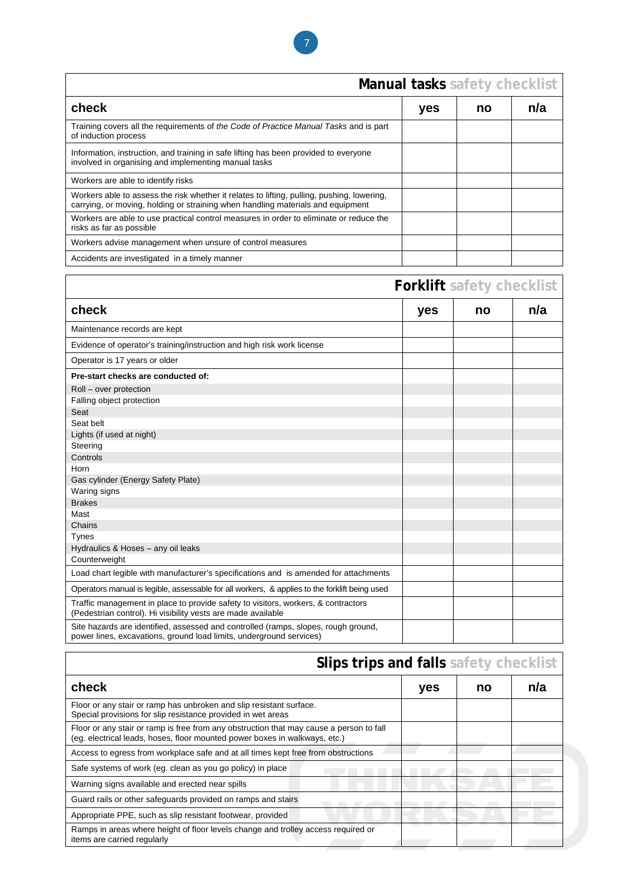## Manual tasks safety checklist

| check | yes | no | n/a |
|---|---|---|---|
| Training covers all the requirements of *the Code of Practice Manual Tasks* and is part of induction process | | | |
| Information, instruction, and training in safe lifting has been provided to everyone involved in organising and implementing manual tasks | | | |
| Workers are able to identify risks | | | |
| Workers able to assess the risk whether it relates to lifting, pulling, pushing, lowering, carrying, or moving, holding or straining when handling materials and equipment | | | |
| Workers are able to use practical control measures in order to eliminate or reduce the risks as far as possible | | | |
| Workers advise management when unsure of control measures | | | |
| Accidents are investigated in a timely manner | | | |

## Forklift safety checklist

| check | yes | no | n/a |
|---|---|---|---|
| Maintenance records are kept | | | |
| Evidence of operator's training/instruction and high risk work license | | | |
| Operator is 17 years or older | | | |
| **Pre-start checks are conducted of:** | | | |
| Roll – over protection | | | |
| Falling object protection | | | |
| Seat | | | |
| Seat belt | | | |
| Lights (if used at night) | | | |
| Steering | | | |
| Controls | | | |
| Horn | | | |
| Gas cylinder (Energy Safety Plate) | | | |
| Waring signs | | | |
| Brakes | | | |
| Mast | | | |
| Chains | | | |
| Tynes | | | |
| Hydraulics & Hoses – any oil leaks | | | |
| Counterweight | | | |
| Load chart legible with manufacturer's specifications and is amended for attachments | | | |
| Operators manual is legible, assessable for all workers, & applies to the forklift being used | | | |
| Traffic management in place to provide safety to visitors, workers, & contractors (Pedestrian control). Hi visibility vests are made available | | | |
| Site hazards are identified, assessed and controlled (ramps, slopes, rough ground, power lines, excavations, ground load limits, underground services) | | | |

## Slips trips and falls safety checklist

| check | yes | no | n/a |
|---|---|---|---|
| Floor or any stair or ramp has unbroken and slip resistant surface. Special provisions for slip resistance provided in wet areas | | | |
| Floor or any stair or ramp is free from any obstruction that may cause a person to fall (eg. electrical leads, hoses, floor mounted power boxes in walkways, etc.) | | | |
| Access to egress from workplace safe and at all times kept free from obstructions | | | |
| Safe systems of work (eg. clean as you go policy) in place | | | |
| Warning signs available and erected near spills | | | |
| Guard rails or other safeguards provided on ramps and stairs | | | |
| Appropriate PPE, such as slip resistant footwear, provided | | | |
| Ramps in areas where height of floor levels change and trolley access required or items are carried regularly | | | |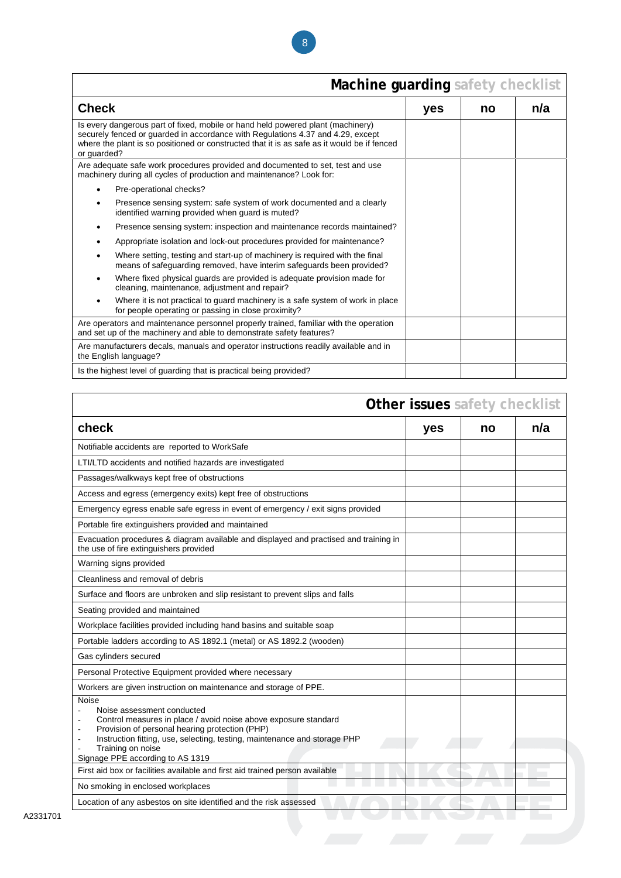## Machine guarding safety checklist

| Check | yes | no | n/a |
|---|---|---|---|
| Is every dangerous part of fixed, mobile or hand held powered plant (machinery) securely fenced or guarded in accordance with Regulations 4.37 and 4.29, except where the plant is so positioned or constructed that it is as safe as it would be if fenced or guarded? | | | |
| Are adequate safe work procedures provided and documented to set, test and use machinery during all cycles of production and maintenance? Look for: | | | |
| • Pre-operational checks? | | | |
| • Presence sensing system: safe system of work documented and a clearly identified warning provided when guard is muted? | | | |
| • Presence sensing system: inspection and maintenance records maintained? | | | |
| • Appropriate isolation and lock-out procedures provided for maintenance? | | | |
| • Where setting, testing and start-up of machinery is required with the final means of safeguarding removed, have interim safeguards been provided? | | | |
| • Where fixed physical guards are provided is adequate provision made for cleaning, maintenance, adjustment and repair? | | | |
| • Where it is not practical to guard machinery is a safe system of work in place for people operating or passing in close proximity? | | | |
| Are operators and maintenance personnel properly trained, familiar with the operation and set up of the machinery and able to demonstrate safety features? | | | |
| Are manufacturers decals, manuals and operator instructions readily available and in the English language? | | | |
| Is the highest level of guarding that is practical being provided? | | | |

## Other issues safety checklist

| check | yes | no | n/a |
|---|---|---|---|
| Notifiable accidents are reported to WorkSafe | | | |
| LTI/LTD accidents and notified hazards are investigated | | | |
| Passages/walkways kept free of obstructions | | | |
| Access and egress (emergency exits) kept free of obstructions | | | |
| Emergency egress enable safe egress in event of emergency / exit signs provided | | | |
| Portable fire extinguishers provided and maintained | | | |
| Evacuation procedures & diagram available and displayed and practised and training in the use of fire extinguishers provided | | | |
| Warning signs provided | | | |
| Cleanliness and removal of debris | | | |
| Surface and floors are unbroken and slip resistant to prevent slips and falls | | | |
| Seating provided and maintained | | | |
| Workplace facilities provided including hand basins and suitable soap | | | |
| Portable ladders according to AS 1892.1 (metal) or AS 1892.2 (wooden) | | | |
| Gas cylinders secured | | | |
| Personal Protective Equipment provided where necessary | | | |
| Workers are given instruction on maintenance and storage of PPE. | | | |
| Noise<br>- Noise assessment conducted<br>- Control measures in place / avoid noise above exposure standard<br>- Provision of personal hearing protection (PHP)<br>- Instruction fitting, use, selecting, testing, maintenance and storage PHP<br>- Training on noise<br>Signage PPE according to AS 1319 | | | |
| First aid box or facilities available and first aid trained person available | | | |
| No smoking in enclosed workplaces | | | |
| Location of any asbestos on site identified and the risk assessed | | | |

A2331701